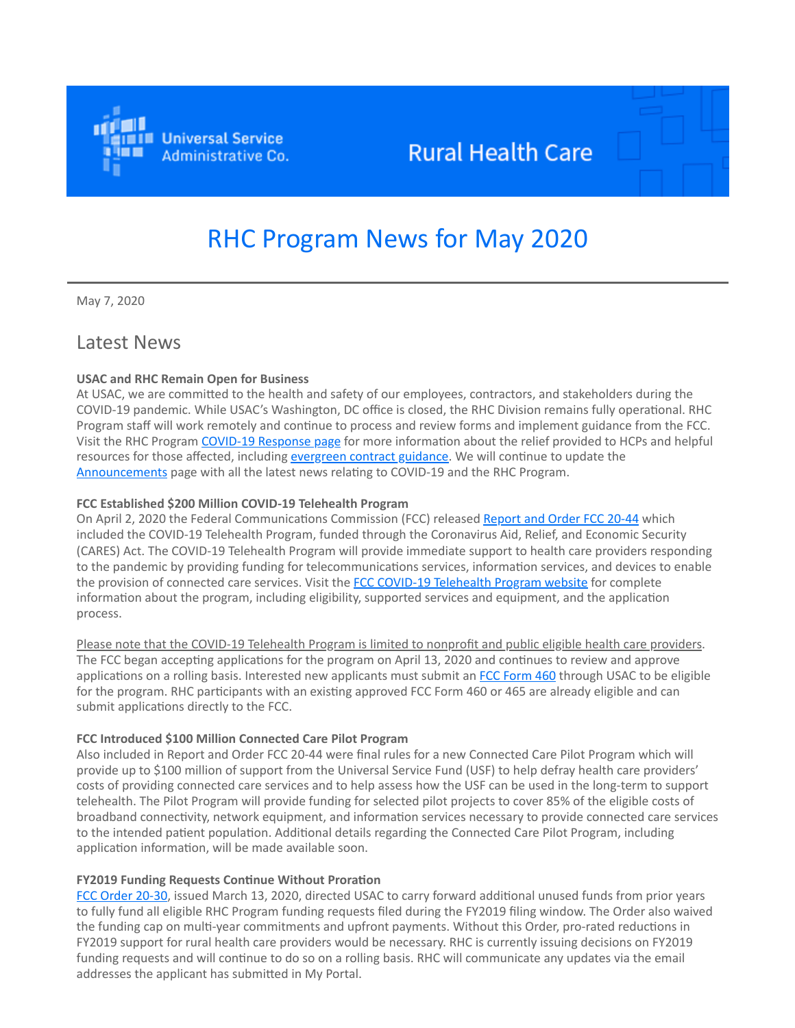Universal Service Administrative Co.

Rural Health Care

# RHC Program News for May 2020

May 7, 2020

## Latest News

**USAC and RHC Remain Open for Business**

At USAC, we are committed to the health and safety of our employees, contractors, and stakeholders during the COVID-19 pandemic. While USAC's Washington, DC office is closed, the RHC Division remains fully operational. RHC Program staff will work remotely and continue to process and review forms and implement guidance from the FCC. Visit the RHC Program [COVID-19 Response page](#) for more information about the relief provided to HCPs and helpful resources for those affected, including [evergreen contract guidance](#). We will continue to update the [Announcements](#) page with all the latest news relating to COVID-19 and the RHC Program.

**FCC Established $200 Million COVID-19 Telehealth Program**

On April 2, 2020 the Federal Communications Commission (FCC) released [Report and Order FCC 20-44](#) which included the COVID-19 Telehealth Program, funded through the Coronavirus Aid, Relief, and Economic Security (CARES) Act. The COVID-19 Telehealth Program will provide immediate support to health care providers responding to the pandemic by providing funding for telecommunications services, information services, and devices to enable the provision of connected care services. Visit the [FCC COVID-19 Telehealth Program website](#) for complete information about the program, including eligibility, supported services and equipment, and the application process.

Please note that the COVID-19 Telehealth Program is limited to nonprofit and public eligible health care providers. The FCC began accepting applications for the program on April 13, 2020 and continues to review and approve applications on a rolling basis. Interested new applicants must submit an [FCC Form 460](#) through USAC to be eligible for the program. RHC participants with an existing approved FCC Form 460 or 465 are already eligible and can submit applications directly to the FCC.

**FCC Introduced $100 Million Connected Care Pilot Program**

Also included in Report and Order FCC 20-44 were final rules for a new Connected Care Pilot Program which will provide up to $100 million of support from the Universal Service Fund (USF) to help defray health care providers' costs of providing connected care services and to help assess how the USF can be used in the long-term to support telehealth. The Pilot Program will provide funding for selected pilot projects to cover 85% of the eligible costs of broadband connectivity, network equipment, and information services necessary to provide connected care services to the intended patient population. Additional details regarding the Connected Care Pilot Program, including application information, will be made available soon.

**FY2019 Funding Requests Continue Without Proration**

[FCC Order 20-30](#), issued March 13, 2020, directed USAC to carry forward additional unused funds from prior years to fully fund all eligible RHC Program funding requests filed during the FY2019 filing window. The Order also waived the funding cap on multi-year commitments and upfront payments. Without this Order, pro-rated reductions in FY2019 support for rural health care providers would be necessary. RHC is currently issuing decisions on FY2019 funding requests and will continue to do so on a rolling basis. RHC will communicate any updates via the email addresses the applicant has submitted in My Portal.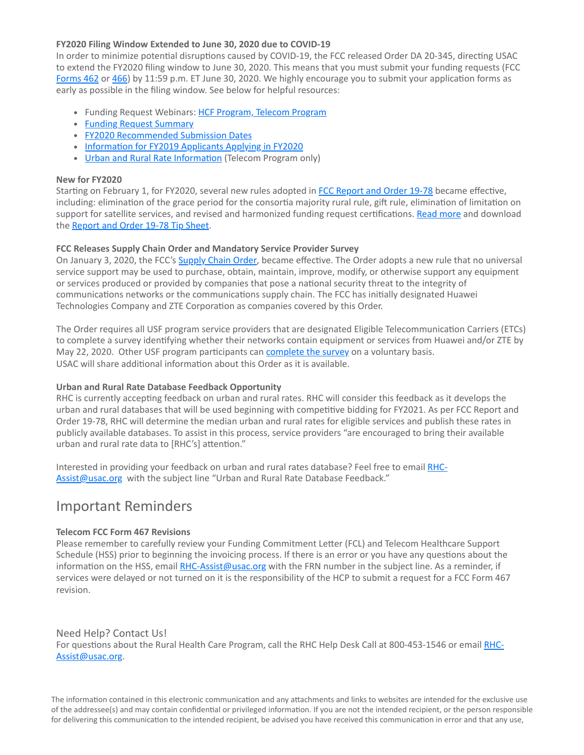**FY2020 Filing Window Extended to June 30, 2020 due to COVID-19**

In order to minimize potential disruptions caused by COVID-19, the FCC released Order DA 20-345, directing USAC to extend the FY2020 filing window to June 30, 2020. This means that you must submit your funding requests (FCC Forms 462 or 466) by 11:59 p.m. ET June 30, 2020. We highly encourage you to submit your application forms as early as possible in the filing window. See below for helpful resources:

- Funding Request Webinars: HCF Program, Telecom Program
- Funding Request Summary
- FY2020 Recommended Submission Dates
- Information for FY2019 Applicants Applying in FY2020
- Urban and Rural Rate Information (Telecom Program only)

**New for FY2020**

Starting on February 1, for FY2020, several new rules adopted in FCC Report and Order 19-78 became effective, including: elimination of the grace period for the consortia majority rural rule, gift rule, elimination of limitation on support for satellite services, and revised and harmonized funding request certifications. Read more and download the Report and Order 19-78 Tip Sheet.

**FCC Releases Supply Chain Order and Mandatory Service Provider Survey**

On January 3, 2020, the FCC's Supply Chain Order, became effective. The Order adopts a new rule that no universal service support may be used to purchase, obtain, maintain, improve, modify, or otherwise support any equipment or services produced or provided by companies that pose a national security threat to the integrity of communications networks or the communications supply chain. The FCC has initially designated Huawei Technologies Company and ZTE Corporation as companies covered by this Order.

The Order requires all USF program service providers that are designated Eligible Telecommunication Carriers (ETCs) to complete a survey identifying whether their networks contain equipment or services from Huawei and/or ZTE by May 22, 2020. Other USF program participants can complete the survey on a voluntary basis.
USAC will share additional information about this Order as it is available.

**Urban and Rural Rate Database Feedback Opportunity**

RHC is currently accepting feedback on urban and rural rates. RHC will consider this feedback as it develops the urban and rural databases that will be used beginning with competitive bidding for FY2021. As per FCC Report and Order 19-78, RHC will determine the median urban and rural rates for eligible services and publish these rates in publicly available databases. To assist in this process, service providers "are encouraged to bring their available urban and rural rate data to [RHC's] attention."

Interested in providing your feedback on urban and rural rates database? Feel free to email RHC-Assist@usac.org with the subject line "Urban and Rural Rate Database Feedback."

## Important Reminders

**Telecom FCC Form 467 Revisions**

Please remember to carefully review your Funding Commitment Letter (FCL) and Telecom Healthcare Support Schedule (HSS) prior to beginning the invoicing process. If there is an error or you have any questions about the information on the HSS, email RHC-Assist@usac.org with the FRN number in the subject line. As a reminder, if services were delayed or not turned on it is the responsibility of the HCP to submit a request for a FCC Form 467 revision.

### Need Help? Contact Us!

For questions about the Rural Health Care Program, call the RHC Help Desk Call at 800-453-1546 or email RHC-Assist@usac.org.

The information contained in this electronic communication and any attachments and links to websites are intended for the exclusive use of the addressee(s) and may contain confidential or privileged information. If you are not the intended recipient, or the person responsible for delivering this communication to the intended recipient, be advised you have received this communication in error and that any use,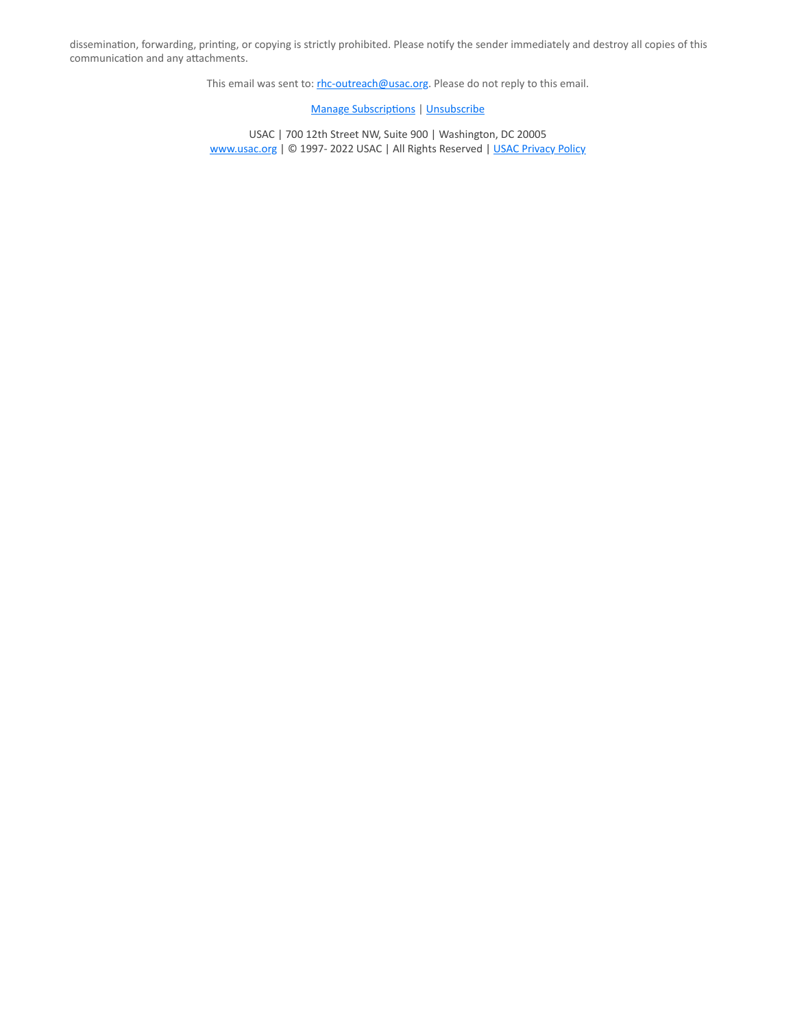dissemination, forwarding, printing, or copying is strictly prohibited. Please notify the sender immediately and destroy all copies of this communication and any attachments.

This email was sent to: rhc-outreach@usac.org. Please do not reply to this email.

Manage Subscriptions | Unsubscribe

USAC | 700 12th Street NW, Suite 900 | Washington, DC 20005
www.usac.org | © 1997- 2022 USAC | All Rights Reserved | USAC Privacy Policy